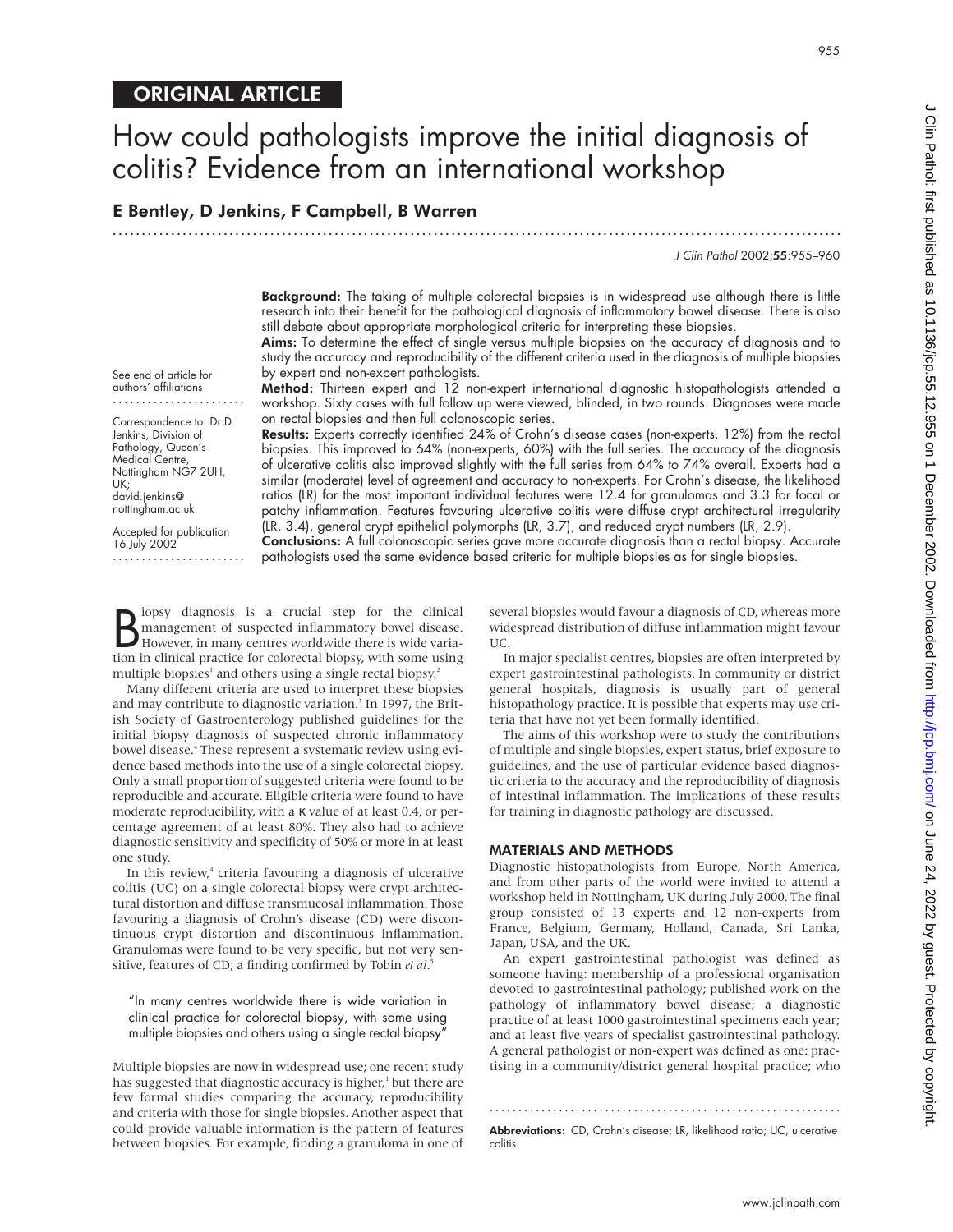ORIGINAL ARTICLE

# How could pathologists improve the initial diagnosis of colitis? Evidence from an international workshop

**E Bentley, D Jenkins, F Campbell, B Warren**

See end of article for authors' affiliations

Correspondence to: Dr D Jenkins, Division of Pathology, Queen's Medical Centre, Nottingham NG7 2UH, UK; david.jenkins@nottingham.ac.uk

Accepted for publication 16 July 2002

**Background:** The taking of multiple colorectal biopsies is in widespread use although there is little research into their benefit for the pathological diagnosis of inflammatory bowel disease. There is also still debate about appropriate morphological criteria for interpreting these biopsies.

**Aims:** To determine the effect of single versus multiple biopsies on the accuracy of diagnosis and to study the accuracy and reproducibility of the different criteria used in the diagnosis of multiple biopsies by expert and non-expert pathologists.

**Method:** Thirteen expert and 12 non-expert international diagnostic histopathologists attended a workshop. Sixty cases with full follow up were viewed, blinded, in two rounds. Diagnoses were made on rectal biopsies and then full colonoscopic series.

**Results:** Experts correctly identified 24% of Crohn's disease cases (non-experts, 12%) from the rectal biopsies. This improved to 64% (non-experts, 60%) with the full series. The accuracy of the diagnosis of ulcerative colitis also improved slightly with the full series from 64% to 74% overall. Experts had a similar (moderate) level of agreement and accuracy to non-experts. For Crohn's disease, the likelihood ratios (LR) for the most important individual features were 12.4 for granulomas and 3.3 for focal or patchy inflammation. Features favouring ulcerative colitis were diffuse crypt architectural irregularity (LR, 3.4), general crypt epithelial polymorphs (LR, 3.7), and reduced crypt numbers (LR, 2.9).

**Conclusions:** A full colonoscopic series gave more accurate diagnosis than a rectal biopsy. Accurate pathologists used the same evidence based criteria for multiple biopsies as for single biopsies.

Biopsy diagnosis is a crucial step for the clinical management of suspected inflammatory bowel disease. However, in many centres worldwide there is wide variation in clinical practice for colorectal biopsy, with some using multiple biopsies[1] and others using a single rectal biopsy.[2]

Many different criteria are used to interpret these biopsies and may contribute to diagnostic variation.[3] In 1997, the British Society of Gastroenterology published guidelines for the initial biopsy diagnosis of suspected chronic inflammatory bowel disease.[4] These represent a systematic review using evidence based methods into the use of a single colorectal biopsy. Only a small proportion of suggested criteria were found to be reproducible and accurate. Eligible criteria were found to have moderate reproducibility, with a κ value of at least 0.4, or percentage agreement of at least 80%. They also had to achieve diagnostic sensitivity and specificity of 50% or more in at least one study.

In this review,[4] criteria favouring a diagnosis of ulcerative colitis (UC) on a single colorectal biopsy were crypt architectural distortion and diffuse transmucosal inflammation. Those favouring a diagnosis of Crohn's disease (CD) were discontinuous crypt distortion and discontinuous inflammation. Granulomas were found to be very specific, but not very sensitive, features of CD; a finding confirmed by Tobin *et al*.[5]

> "In many centres worldwide there is wide variation in clinical practice for colorectal biopsy, with some using multiple biopsies and others using a single rectal biopsy"

Multiple biopsies are now in widespread use; one recent study has suggested that diagnostic accuracy is higher,[1] but there are few formal studies comparing the accuracy, reproducibility and criteria with those for single biopsies. Another aspect that could provide valuable information is the pattern of features between biopsies. For example, finding a granuloma in one of several biopsies would favour a diagnosis of CD, whereas more widespread distribution of diffuse inflammation might favour UC.

In major specialist centres, biopsies are often interpreted by expert gastrointestinal pathologists. In community or district general hospitals, diagnosis is usually part of general histopathology practice. It is possible that experts may use criteria that have not yet been formally identified.

The aims of this workshop were to study the contributions of multiple and single biopsies, expert status, brief exposure to guidelines, and the use of particular evidence based diagnostic criteria to the accuracy and the reproducibility of diagnosis of intestinal inflammation. The implications of these results for training in diagnostic pathology are discussed.

## MATERIALS AND METHODS

Diagnostic histopathologists from Europe, North America, and from other parts of the world were invited to attend a workshop held in Nottingham, UK during July 2000. The final group consisted of 13 experts and 12 non-experts from France, Belgium, Germany, Holland, Canada, Sri Lanka, Japan, USA, and the UK.

An expert gastrointestinal pathologist was defined as someone having: membership of a professional organisation devoted to gastrointestinal pathology; published work on the pathology of inflammatory bowel disease; a diagnostic practice of at least 1000 gastrointestinal specimens each year; and at least five years of specialist gastrointestinal pathology. A general pathologist or non-expert was defined as one: practising in a community/district general hospital practice; who

**Abbreviations:** CD, Crohn's disease; LR, likelihood ratio; UC, ulcerative colitis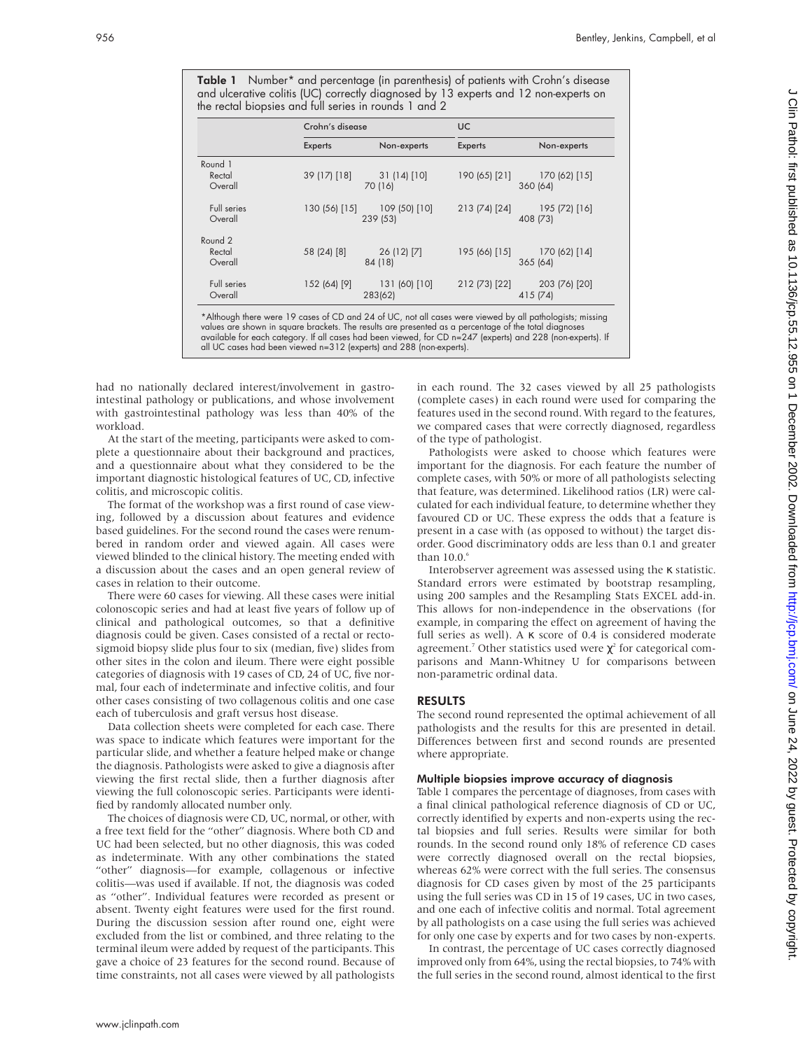**Table 1** Number* and percentage (in parenthesis) of patients with Crohn's disease and ulcerative colitis (UC) correctly diagnosed by 13 experts and 12 non-experts on the rectal biopsies and full series in rounds 1 and 2

| | Crohn's disease | | UC | |
|---|---|---|---|---|
| | Experts | Non-experts | Experts | Non-experts |
| Round 1 | | | | |
| Rectal | 39 (17) [18] | 31 (14) [10] | 190 (65) [21] | 170 (62) [15] |
| Overall | 70 (16) | | 360 (64) | |
| Full series | 130 (56) [15] | 109 (50) [10] | 213 (74) [24] | 195 (72) [16] |
| Overall | 239 (53) | | 408 (73) | |
| Round 2 | | | | |
| Rectal | 58 (24) [8] | 26 (12) [7] | 195 (66) [15] | 170 (62) [14] |
| Overall | 84 (18) | | 365 (64) | |
| Full series | 152 (64) [9] | 131 (60) [10] | 212 (73) [22] | 203 (76) [20] |
| Overall | 283(62) | | 415 (74) | |

*Although there were 19 cases of CD and 24 of UC, not all cases were viewed by all pathologists; missing values are shown in square brackets. The results are presented as a percentage of the total diagnoses available for each category. If all cases had been viewed, for CD n=247 (experts) and 228 (non-experts). If all UC cases had been viewed n=312 (experts) and 288 (non-experts).

had no nationally declared interest/involvement in gastrointestinal pathology or publications, and whose involvement with gastrointestinal pathology was less than 40% of the workload.

At the start of the meeting, participants were asked to complete a questionnaire about their background and practices, and a questionnaire about what they considered to be the important diagnostic histological features of UC, CD, infective colitis, and microscopic colitis.

The format of the workshop was a first round of case viewing, followed by a discussion about features and evidence based guidelines. For the second round the cases were renumbered in random order and viewed again. All cases were viewed blinded to the clinical history. The meeting ended with a discussion about the cases and an open general review of cases in relation to their outcome.

There were 60 cases for viewing. All these cases were initial colonoscopic series and had at least five years of follow up of clinical and pathological outcomes, so that a definitive diagnosis could be given. Cases consisted of a rectal or rectosigmoid biopsy slide plus four to six (median, five) slides from other sites in the colon and ileum. There were eight possible categories of diagnosis with 19 cases of CD, 24 of UC, five normal, four each of indeterminate and infective colitis, and four other cases consisting of two collagenous colitis and one case each of tuberculosis and graft versus host disease.

Data collection sheets were completed for each case. There was space to indicate which features were important for the particular slide, and whether a feature helped make or change the diagnosis. Pathologists were asked to give a diagnosis after viewing the first rectal slide, then a further diagnosis after viewing the full colonoscopic series. Participants were identified by randomly allocated number only.

The choices of diagnosis were CD, UC, normal, or other, with a free text field for the "other" diagnosis. Where both CD and UC had been selected, but no other diagnosis, this was coded as indeterminate. With any other combinations the stated "other" diagnosis—for example, collagenous or infective colitis—was used if available. If not, the diagnosis was coded as "other". Individual features were recorded as present or absent. Twenty eight features were used for the first round. During the discussion session after round one, eight were excluded from the list or combined, and three relating to the terminal ileum were added by request of the participants. This gave a choice of 23 features for the second round. Because of time constraints, not all cases were viewed by all pathologists in each round. The 32 cases viewed by all 25 pathologists (complete cases) in each round were used for comparing the features used in the second round. With regard to the features, we compared cases that were correctly diagnosed, regardless of the type of pathologist.

Pathologists were asked to choose which features were important for the diagnosis. For each feature the number of complete cases, with 50% or more of all pathologists selecting that feature, was determined. Likelihood ratios (LR) were calculated for each individual feature, to determine whether they favoured CD or UC. These express the odds that a feature is present in a case with (as opposed to without) the target disorder. Good discriminatory odds are less than 0.1 and greater than 10.0.[6]

Interobserver agreement was assessed using the κ statistic. Standard errors were estimated by bootstrap resampling, using 200 samples and the Resampling Stats EXCEL add-in. This allows for non-independence in the observations (for example, in comparing the effect on agreement of having the full series as well). A κ score of 0.4 is considered moderate agreement.[7] Other statistics used were $\chi^2$ for categorical comparisons and Mann-Whitney U for comparisons between non-parametric ordinal data.

## RESULTS

The second round represented the optimal achievement of all pathologists and the results for this are presented in detail. Differences between first and second rounds are presented where appropriate.

### Multiple biopsies improve accuracy of diagnosis

Table 1 compares the percentage of diagnoses, from cases with a final clinical pathological reference diagnosis of CD or UC, correctly identified by experts and non-experts using the rectal biopsies and full series. Results were similar for both rounds. In the second round only 18% of reference CD cases were correctly diagnosed overall on the rectal biopsies, whereas 62% were correct with the full series. The consensus diagnosis for CD cases given by most of the 25 participants using the full series was CD in 15 of 19 cases, UC in two cases, and one each of infective colitis and normal. Total agreement by all pathologists on a case using the full series was achieved for only one case by experts and for two cases by non-experts.

In contrast, the percentage of UC cases correctly diagnosed improved only from 64%, using the rectal biopsies, to 74% with the full series in the second round, almost identical to the first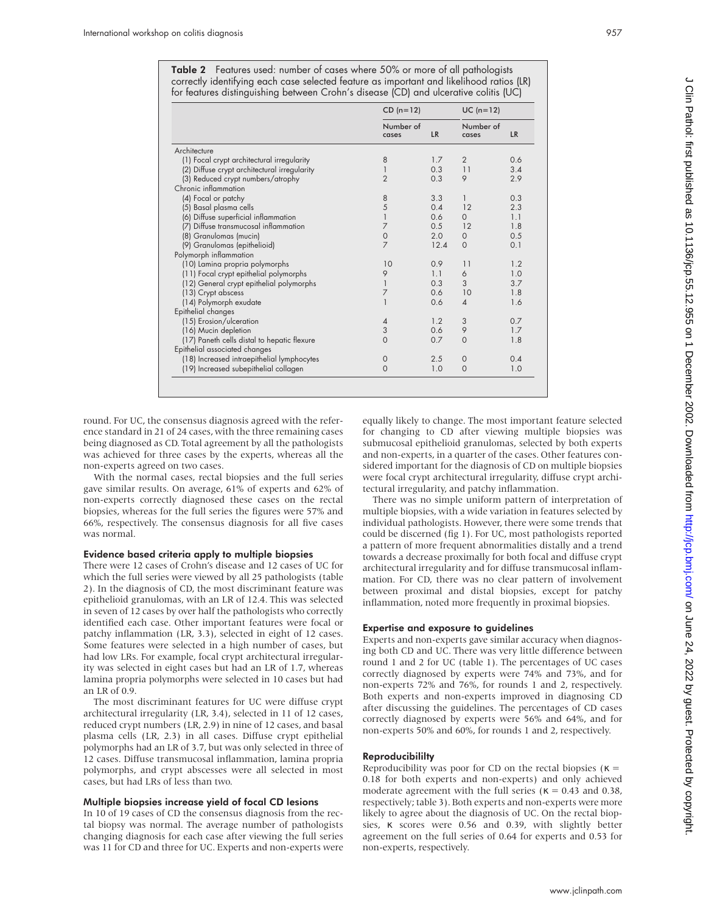**Table 2** Features used: number of cases where 50% or more of all pathologists correctly identifying each case selected feature as important and likelihood ratios (LR) for features distinguishing between Crohn's disease (CD) and ulcerative colitis (UC)

| | CD (n=12) | | UC (n=12) | |
|---|---|---|---|---|
| | Number of cases | LR | Number of cases | LR |
| Architecture | | | | |
| (1) Focal crypt architectural irregularity | 8 | 1.7 | 2 | 0.6 |
| (2) Diffuse crypt architectural irregularity | 1 | 0.3 | 11 | 3.4 |
| (3) Reduced crypt numbers/atrophy | 2 | 0.3 | 9 | 2.9 |
| Chronic inflammation | | | | |
| (4) Focal or patchy | 8 | 3.3 | 1 | 0.3 |
| (5) Basal plasma cells | 5 | 0.4 | 12 | 2.3 |
| (6) Diffuse superficial inflammation | 1 | 0.6 | 0 | 1.1 |
| (7) Diffuse transmucosal inflammation | 7 | 0.5 | 12 | 1.8 |
| (8) Granulomas (mucin) | 0 | 2.0 | 0 | 0.5 |
| (9) Granulomas (epithelioid) | 7 | 12.4 | 0 | 0.1 |
| Polymorph inflammation | | | | |
| (10) Lamina propria polymorphs | 10 | 0.9 | 11 | 1.2 |
| (11) Focal crypt epithelial polymorphs | 9 | 1.1 | 6 | 1.0 |
| (12) General crypt epithelial polymorphs | 1 | 0.3 | 3 | 3.7 |
| (13) Crypt abscess | 7 | 0.6 | 10 | 1.8 |
| (14) Polymorph exudate | 1 | 0.6 | 4 | 1.6 |
| Epithelial changes | | | | |
| (15) Erosion/ulceration | 4 | 1.2 | 3 | 0.7 |
| (16) Mucin depletion | 3 | 0.6 | 9 | 1.7 |
| (17) Paneth cells distal to hepatic flexure | 0 | 0.7 | 0 | 1.8 |
| Epithelial associated changes | | | | |
| (18) Increased intraepithelial lymphocytes | 0 | 2.5 | 0 | 0.4 |
| (19) Increased subepithelial collagen | 0 | 1.0 | 0 | 1.0 |

round. For UC, the consensus diagnosis agreed with the reference standard in 21 of 24 cases, with the three remaining cases being diagnosed as CD. Total agreement by all the pathologists was achieved for three cases by the experts, whereas all the non-experts agreed on two cases.

With the normal cases, rectal biopsies and the full series gave similar results. On average, 61% of experts and 62% of non-experts correctly diagnosed these cases on the rectal biopsies, whereas for the full series the figures were 57% and 66%, respectively. The consensus diagnosis for all five cases was normal.

#### Evidence based criteria apply to multiple biopsies

There were 12 cases of Crohn's disease and 12 cases of UC for which the full series were viewed by all 25 pathologists (table 2). In the diagnosis of CD, the most discriminant feature was epithelioid granulomas, with an LR of 12.4. This was selected in seven of 12 cases by over half the pathologists who correctly identified each case. Other important features were focal or patchy inflammation (LR, 3.3), selected in eight of 12 cases. Some features were selected in a high number of cases, but had low LRs. For example, focal crypt architectural irregularity was selected in eight cases but had an LR of 1.7, whereas lamina propria polymorphs were selected in 10 cases but had an LR of 0.9.

The most discriminant features for UC were diffuse crypt architectural irregularity (LR, 3.4), selected in 11 of 12 cases, reduced crypt numbers (LR, 2.9) in nine of 12 cases, and basal plasma cells (LR, 2.3) in all cases. Diffuse crypt epithelial polymorphs had an LR of 3.7, but was only selected in three of 12 cases. Diffuse transmucosal inflammation, lamina propria polymorphs, and crypt abscesses were all selected in most cases, but had LRs of less than two.

#### Multiple biopsies increase yield of focal CD lesions

In 10 of 19 cases of CD the consensus diagnosis from the rectal biopsy was normal. The average number of pathologists changing diagnosis for each case after viewing the full series was 11 for CD and three for UC. Experts and non-experts were equally likely to change. The most important feature selected for changing to CD after viewing multiple biopsies was submucosal epithelioid granulomas, selected by both experts and non-experts, in a quarter of the cases. Other features considered important for the diagnosis of CD on multiple biopsies were focal crypt architectural irregularity, diffuse crypt architectural irregularity, and patchy inflammation.

There was no simple uniform pattern of interpretation of multiple biopsies, with a wide variation in features selected by individual pathologists. However, there were some trends that could be discerned (fig 1). For UC, most pathologists reported a pattern of more frequent abnormalities distally and a trend towards a decrease proximally for both focal and diffuse crypt architectural irregularity and for diffuse transmucosal inflammation. For CD, there was no clear pattern of involvement between proximal and distal biopsies, except for patchy inflammation, noted more frequently in proximal biopsies.

#### Expertise and exposure to guidelines

Experts and non-experts gave similar accuracy when diagnosing both CD and UC. There was very little difference between round 1 and 2 for UC (table 1). The percentages of UC cases correctly diagnosed by experts were 74% and 73%, and for non-experts 72% and 76%, for rounds 1 and 2, respectively. Both experts and non-experts improved in diagnosing CD after discussing the guidelines. The percentages of CD cases correctly diagnosed by experts were 56% and 64%, and for non-experts 50% and 60%, for rounds 1 and 2, respectively.

#### Reproducibililty

Reproducibility was poor for CD on the rectal biopsies ($\kappa$ = 0.18 for both experts and non-experts) and only achieved moderate agreement with the full series ($\kappa$ = 0.43 and 0.38, respectively; table 3). Both experts and non-experts were more likely to agree about the diagnosis of UC. On the rectal biopsies, $\kappa$ scores were 0.56 and 0.39, with slightly better agreement on the full series of 0.64 for experts and 0.53 for non-experts, respectively.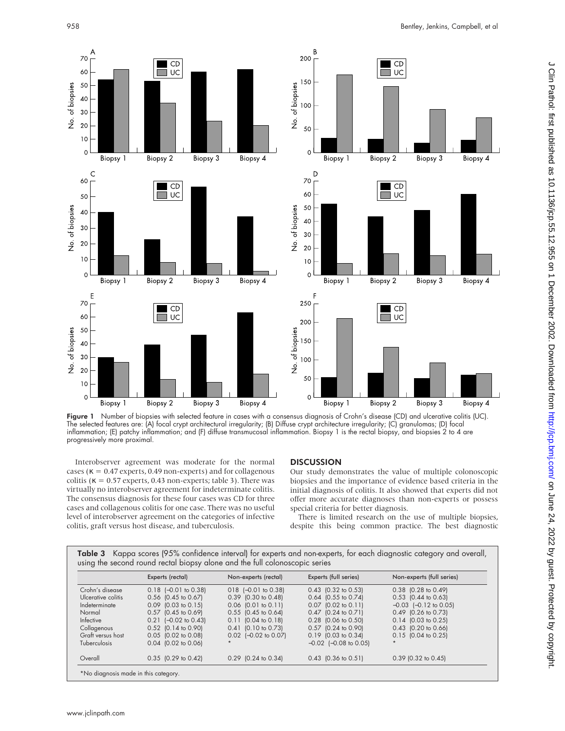Figure 1 Number of biopsies with selected feature in cases with a consensus diagnosis of Crohn's disease (CD) and ulcerative colitis (UC). The selected features are: (A) focal crypt architectural irregularity; (B) Diffuse crypt architecture irregularity; (C) granulomas; (D) focal inflammation; (E) patchy inflammation; and (F) diffuse transmucosal inflammation. Biopsy 1 is the rectal biopsy, and biopsies 2 to 4 are progressively more proximal.

Interobserver agreement was moderate for the normal cases (κ = 0.47 experts, 0.49 non-experts) and for collagenous colitis (κ = 0.57 experts, 0.43 non-experts; table 3). There was virtually no interobserver agreement for indeterminate colitis. The consensus diagnosis for these four cases was CD for three cases and collagenous colitis for one case. There was no useful level of interobserver agreement on the categories of infective colitis, graft versus host disease, and tuberculosis.

## DISCUSSION

Our study demonstrates the value of multiple colonoscopic biopsies and the importance of evidence based criteria in the initial diagnosis of colitis. It also showed that experts did not offer more accurate diagnoses than non-experts or possess special criteria for better diagnosis.

There is limited research on the use of multiple biopsies, despite this being common practice. The best diagnostic

**Table 3** Kappa scores (95% confidence interval) for experts and non-experts, for each diagnostic category and overall, using the second round rectal biopsy alone and the full colonoscopic series

| | Experts (rectal) | Non-experts (rectal) | Experts (full series) | Non-experts (full series) |
|---|---|---|---|---|
| Crohn's disease | 0.18 (−0.01 to 0.38) | 018 (−0.01 to 0.38) | 0.43 (0.32 to 0.53) | 0.38 (0.28 to 0.49) |
| Ulcerative colitis | 0.56 (0.45 to 0.67) | 0.39 (0.30 to 0.48) | 0.64 (0.55 to 0.74) | 0.53 (0.44 to 0.63) |
| Indeterminate | 0.09 (0.03 to 0.15) | 0.06 (0.01 to 0.11) | 0.07 (0.02 to 0.11) | −0.03 (−0.12 to 0.05) |
| Normal | 0.57 (0.45 to 0.69) | 0.55 (0.45 to 0.64) | 0.47 (0.24 to 0.71) | 0.49 (0.26 to 0.73) |
| Infective | 0.21 (−0.02 to 0.43) | 0.11 (0.04 to 0.18) | 0.28 (0.06 to 0.50) | 0.14 (0.03 to 0.25) |
| Collagenous | 0.52 (0.14 to 0.90) | 0.41 (0.10 to 0.73) | 0.57 (0.24 to 0.90) | 0.43 (0.20 to 0.66) |
| Graft versus host | 0.05 (0.02 to 0.08) | 0.02 (−0.02 to 0.07) | 0.19 (0.03 to 0.34) | 0.15 (0.04 to 0.25) |
| Tuberculosis | 0.04 (0.02 to 0.06) | * | −0.02 (−0.08 to 0.05) | * |
| Overall | 0.35 (0.29 to 0.42) | 0.29 (0.24 to 0.34) | 0.43 (0.36 to 0.51) | 0.39 (0.32 to 0.45) |

*No diagnosis made in this category.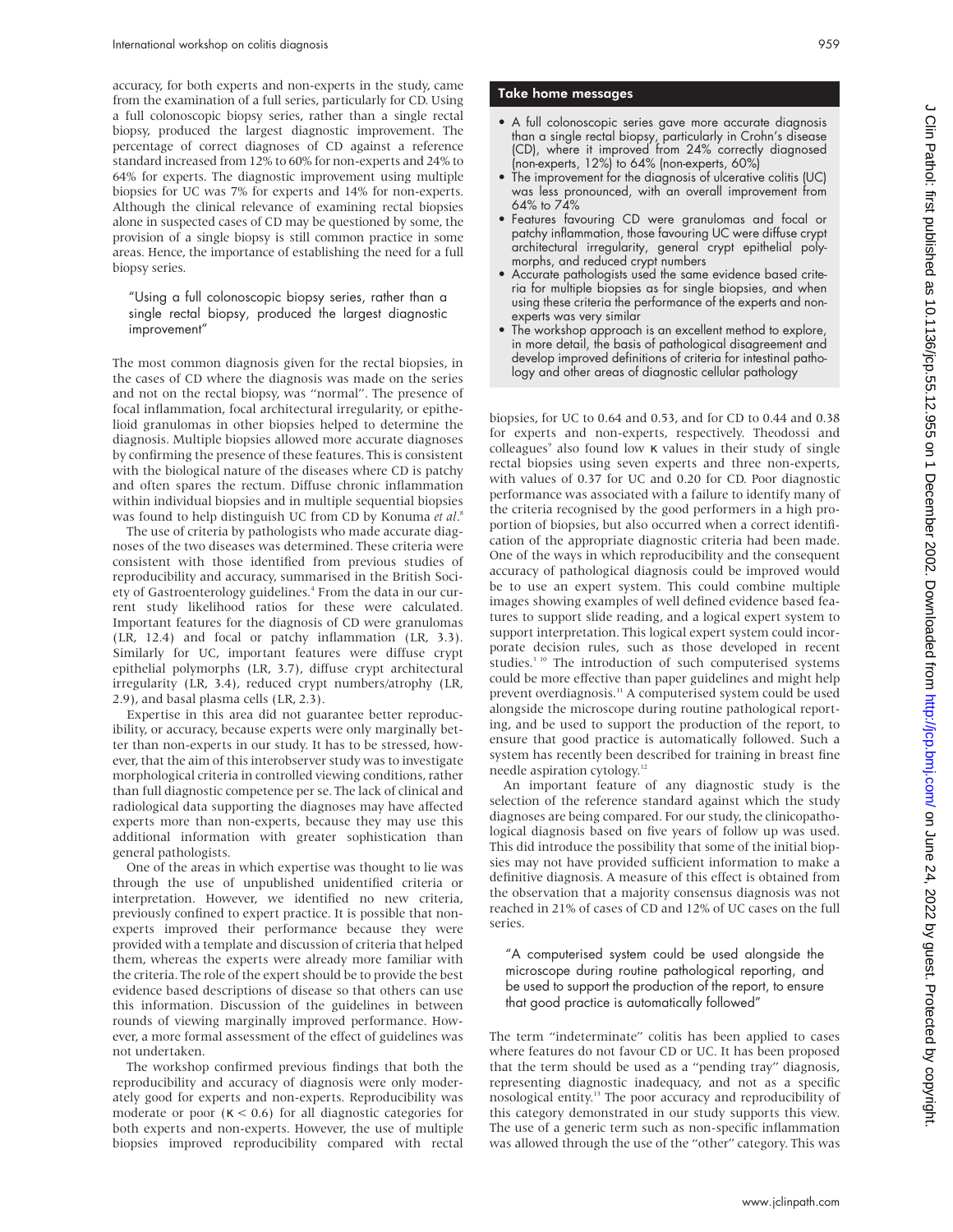accuracy, for both experts and non-experts in the study, came from the examination of a full series, particularly for CD. Using a full colonoscopic biopsy series, rather than a single rectal biopsy, produced the largest diagnostic improvement. The percentage of correct diagnoses of CD against a reference standard increased from 12% to 60% for non-experts and 24% to 64% for experts. The diagnostic improvement using multiple biopsies for UC was 7% for experts and 14% for non-experts. Although the clinical relevance of examining rectal biopsies alone in suspected cases of CD may be questioned by some, the provision of a single biopsy is still common practice in some areas. Hence, the importance of establishing the need for a full biopsy series.

> "Using a full colonoscopic biopsy series, rather than a single rectal biopsy, produced the largest diagnostic improvement"

The most common diagnosis given for the rectal biopsies, in the cases of CD where the diagnosis was made on the series and not on the rectal biopsy, was "normal". The presence of focal inflammation, focal architectural irregularity, or epithelioid granulomas in other biopsies helped to determine the diagnosis. Multiple biopsies allowed more accurate diagnoses by confirming the presence of these features. This is consistent with the biological nature of the diseases where CD is patchy and often spares the rectum. Diffuse chronic inflammation within individual biopsies and in multiple sequential biopsies was found to help distinguish UC from CD by Konuma *et al*.[8]

The use of criteria by pathologists who made accurate diagnoses of the two diseases was determined. These criteria were consistent with those identified from previous studies of reproducibility and accuracy, summarised in the British Society of Gastroenterology guidelines.[4] From the data in our current study likelihood ratios for these were calculated. Important features for the diagnosis of CD were granulomas (LR, 12.4) and focal or patchy inflammation (LR, 3.3). Similarly for UC, important features were diffuse crypt epithelial polymorphs (LR, 3.7), diffuse crypt architectural irregularity (LR, 3.4), reduced crypt numbers/atrophy (LR, 2.9), and basal plasma cells (LR, 2.3).

Expertise in this area did not guarantee better reproducibility, or accuracy, because experts were only marginally better than non-experts in our study. It has to be stressed, however, that the aim of this interobserver study was to investigate morphological criteria in controlled viewing conditions, rather than full diagnostic competence per se. The lack of clinical and radiological data supporting the diagnoses may have affected experts more than non-experts, because they may use this additional information with greater sophistication than general pathologists.

One of the areas in which expertise was thought to lie was through the use of unpublished unidentified criteria or interpretation. However, we identified no new criteria, previously confined to expert practice. It is possible that non-experts improved their performance because they were provided with a template and discussion of criteria that helped them, whereas the experts were already more familiar with the criteria. The role of the expert should be to provide the best evidence based descriptions of disease so that others can use this information. Discussion of the guidelines in between rounds of viewing marginally improved performance. However, a more formal assessment of the effect of guidelines was not undertaken.

The workshop confirmed previous findings that both the reproducibility and accuracy of diagnosis were only moderately good for experts and non-experts. Reproducibility was moderate or poor ($\kappa < 0.6$) for all diagnostic categories for both experts and non-experts. However, the use of multiple biopsies improved reproducibility compared with rectal biopsies, for UC to 0.64 and 0.53, and for CD to 0.44 and 0.38 for experts and non-experts, respectively. Theodossi and colleagues[9] also found low $\kappa$ values in their study of single rectal biopsies using seven experts and three non-experts, with values of 0.37 for UC and 0.20 for CD. Poor diagnostic performance was associated with a failure to identify many of the criteria recognised by the good performers in a high proportion of biopsies, but also occurred when a correct identification of the appropriate diagnostic criteria had been made. One of the ways in which reproducibility and the consequent accuracy of pathological diagnosis could be improved would be to use an expert system. This could combine multiple images showing examples of well defined evidence based features to support slide reading, and a logical expert system to support interpretation. This logical expert system could incorporate decision rules, such as those developed in recent studies.[3,10] The introduction of such computerised systems could be more effective than paper guidelines and might help prevent overdiagnosis.[11] A computerised system could be used alongside the microscope during routine pathological reporting, and be used to support the production of the report, to ensure that good practice is automatically followed. Such a system has recently been described for training in breast fine needle aspiration cytology.[12]

An important feature of any diagnostic study is the selection of the reference standard against which the study diagnoses are being compared. For our study, the clinicopathological diagnosis based on five years of follow up was used. This did introduce the possibility that some of the initial biopsies may not have provided sufficient information to make a definitive diagnosis. A measure of this effect is obtained from the observation that a majority consensus diagnosis was not reached in 21% of cases of CD and 12% of UC cases on the full series.

> "A computerised system could be used alongside the microscope during routine pathological reporting, and be used to support the production of the report, to ensure that good practice is automatically followed"

The term "indeterminate" colitis has been applied to cases where features do not favour CD or UC. It has been proposed that the term should be used as a "pending tray" diagnosis, representing diagnostic inadequacy, and not as a specific nosological entity.[13] The poor accuracy and reproducibility of this category demonstrated in our study supports this view. The use of a generic term such as non-specific inflammation was allowed through the use of the "other" category. This was

### Take home messages

- A full colonoscopic series gave more accurate diagnosis than a single rectal biopsy, particularly in Crohn's disease (CD), where it improved from 24% correctly diagnosed (non-experts, 12%) to 64% (non-experts, 60%)
- The improvement for the diagnosis of ulcerative colitis (UC) was less pronounced, with an overall improvement from 64% to 74%
- Features favouring CD were granulomas and focal or patchy inflammation, those favouring UC were diffuse crypt architectural irregularity, general crypt epithelial polymorphs, and reduced crypt numbers
- Accurate pathologists used the same evidence based criteria for multiple biopsies as for single biopsies, and when using these criteria the performance of the experts and non-experts was very similar
- The workshop approach is an excellent method to explore, in more detail, the basis of pathological disagreement and develop improved definitions of criteria for intestinal pathology and other areas of diagnostic cellular pathology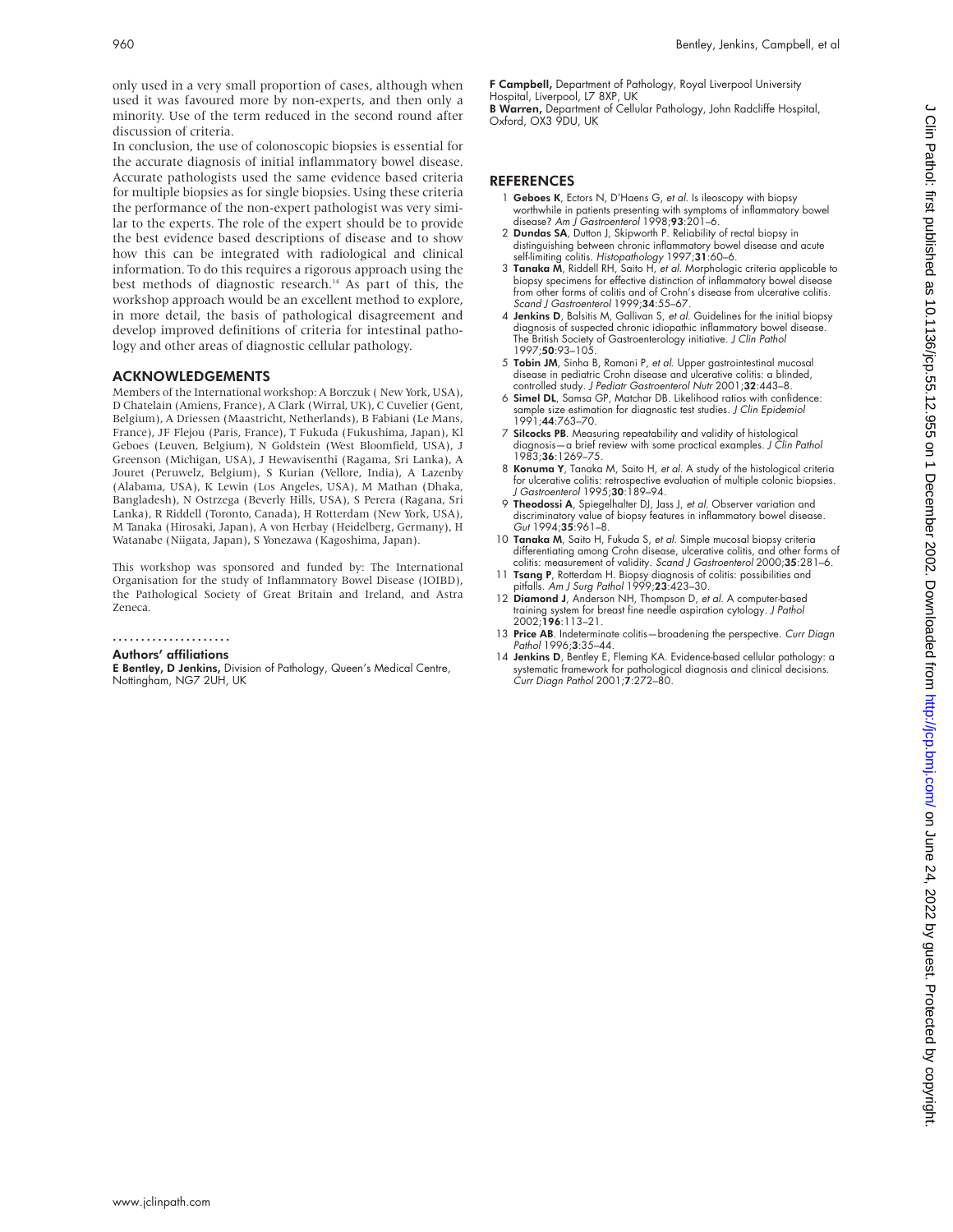only used in a very small proportion of cases, although when used it was favoured more by non-experts, and then only a minority. Use of the term reduced in the second round after discussion of criteria.

In conclusion, the use of colonoscopic biopsies is essential for the accurate diagnosis of initial inflammatory bowel disease. Accurate pathologists used the same evidence based criteria for multiple biopsies as for single biopsies. Using these criteria the performance of the non-expert pathologist was very similar to the experts. The role of the expert should be to provide the best evidence based descriptions of disease and to show how this can be integrated with radiological and clinical information. To do this requires a rigorous approach using the best methods of diagnostic research.[14] As part of this, the workshop approach would be an excellent method to explore, in more detail, the basis of pathological disagreement and develop improved definitions of criteria for intestinal pathology and other areas of diagnostic cellular pathology.

## ACKNOWLEDGEMENTS

Members of the International workshop: A Borczuk ( New York, USA), D Chatelain (Amiens, France), A Clark (Wirral, UK), C Cuvelier (Gent, Belgium), A Driessen (Maastricht, Netherlands), B Fabiani (Le Mans, France), JF Flejou (Paris, France), T Fukuda (Fukushima, Japan), Kl Geboes (Leuven, Belgium), N Goldstein (West Bloomfield, USA), J Greenson (Michigan, USA), J Hewavisenthi (Ragama, Sri Lanka), A Jouret (Peruwelz, Belgium), S Kurian (Vellore, India), A Lazenby (Alabama, USA), K Lewin (Los Angeles, USA), M Mathan (Dhaka, Bangladesh), N Ostrzega (Beverly Hills, USA), S Perera (Ragana, Sri Lanka), R Riddell (Toronto, Canada), H Rotterdam (New York, USA), M Tanaka (Hirosaki, Japan), A von Herbay (Heidelberg, Germany), H Watanabe (Niigata, Japan), S Yonezawa (Kagoshima, Japan).

This workshop was sponsored and funded by: The International Organisation for the study of Inflammatory Bowel Disease (IOIBD), the Pathological Society of Great Britain and Ireland, and Astra Zeneca.

### Authors' affiliations

**E Bentley, D Jenkins,** Division of Pathology, Queen's Medical Centre, Nottingham, NG7 2UH, UK

**F Campbell,** Department of Pathology, Royal Liverpool University Hospital, Liverpool, L7 8XP, UK

**B Warren,** Department of Cellular Pathology, John Radcliffe Hospital, Oxford, OX3 9DU, UK

## REFERENCES

1. **Geboes K**, Ectors N, D'Haens G, *et al*. Is ileoscopy with biopsy worthwhile in patients presenting with symptoms of inflammatory bowel disease? *Am J Gastroenterol* 1998;**93**:201–6.
2. **Dundas SA**, Dutton J, Skipworth P. Reliability of rectal biopsy in distinguishing between chronic inflammatory bowel disease and acute self-limiting colitis. *Histopathology* 1997;**31**:60–6.
3. **Tanaka M**, Riddell RH, Saito H, *et al*. Morphologic criteria applicable to biopsy specimens for effective distinction of inflammatory bowel disease from other forms of colitis and of Crohn's disease from ulcerative colitis. *Scand J Gastroenterol* 1999;**34**:55–67.
4. **Jenkins D**, Balsitis M, Gallivan S, *et al*. Guidelines for the initial biopsy diagnosis of suspected chronic idiopathic inflammatory bowel disease. The British Society of Gastroenterology initiative. *J Clin Pathol* 1997;**50**:93–105.
5. **Tobin JM**, Sinha B, Ramani P, *et al*. Upper gastrointestinal mucosal disease in pediatric Crohn disease and ulcerative colitis: a blinded, controlled study. *J Pediatr Gastroenterol Nutr* 2001;**32**:443–8.
6. **Simel DL**, Samsa GP, Matchar DB. Likelihood ratios with confidence: sample size estimation for diagnostic test studies. *J Clin Epidemiol* 1991;**44**:763–70.
7. **Silcocks PB**. Measuring repeatability and validity of histological diagnosis—a brief review with some practical examples. *J Clin Pathol* 1983;**36**:1269–75.
8. **Konuma Y**, Tanaka M, Saito H, *et al*. A study of the histological criteria for ulcerative colitis: retrospective evaluation of multiple colonic biopsies. *J Gastroenterol* 1995;**30**:189–94.
9. **Theodossi A**, Spiegelhalter DJ, Jass J, *et al*. Observer variation and discriminatory value of biopsy features in inflammatory bowel disease. *Gut* 1994;**35**:961–8.
10. **Tanaka M**, Saito H, Fukuda S, *et al*. Simple mucosal biopsy criteria differentiating among Crohn disease, ulcerative colitis, and other forms of colitis: measurement of validity. *Scand J Gastroenterol* 2000;**35**:281–6.
11. **Tsang P**, Rotterdam H. Biopsy diagnosis of colitis: possibilities and pitfalls. *Am J Surg Pathol* 1999;**23**:423–30.
12. **Diamond J**, Anderson NH, Thompson D, *et al*. A computer-based training system for breast fine needle aspiration cytology. *J Pathol* 2002;**196**:113–21.
13. **Price AB**. Indeterminate colitis—broadening the perspective. *Curr Diagn Pathol* 1996;**3**:35–44.
14. **Jenkins D**, Bentley E, Fleming KA. Evidence-based cellular pathology: a systematic framework for pathological diagnosis and clinical decisions. *Curr Diagn Pathol* 2001;**7**:272–80.